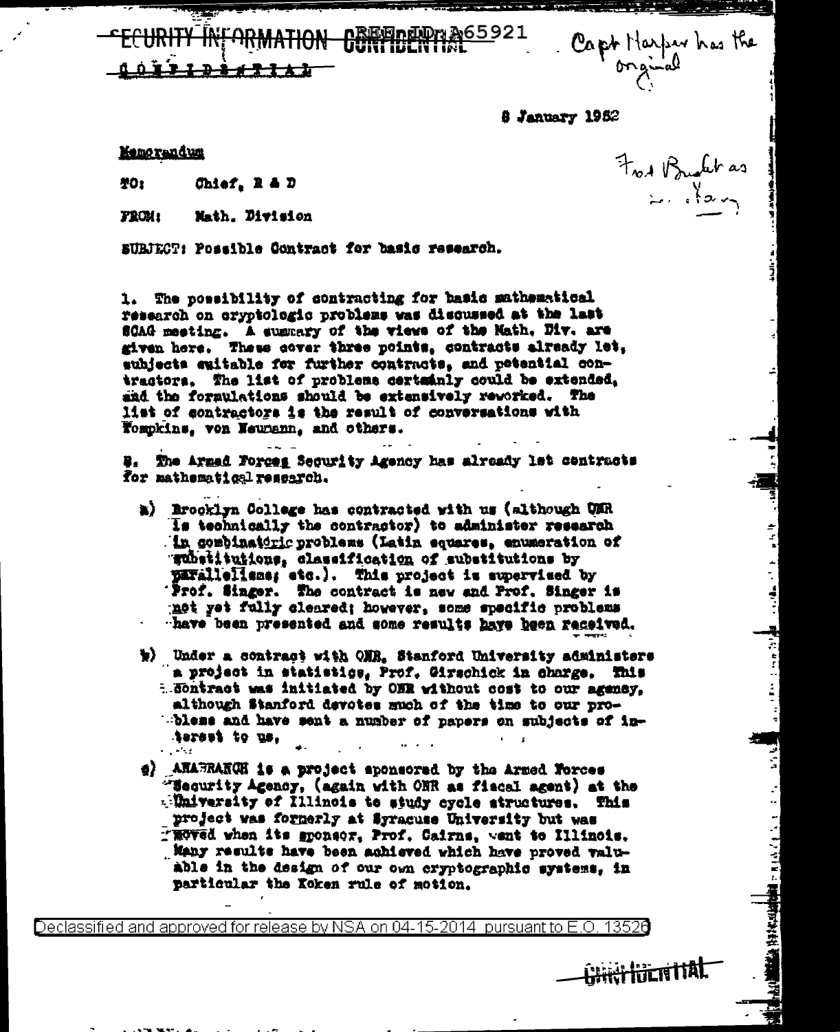SECURITY INFORMATION CONFIDENTIAL REF ID:A65921

CONFIDENTIAL

Capt Harper has the original

8 January 1952

Fwd Bucket as ... Harry

**Memorandum**

TO: Chief, R & D

FROM: Math. Division

SUBJECT: Possible Contract for basic research.

1. The possibility of contracting for basic mathematical research on cryptologic problems was discussed at the last SCAG meeting. A summary of the views of the Math. Div. are given here. These cover three points, contracts already let, subjects suitable for further contracts, and potential contractors. The list of problems certainly could be extended, and the formulations should be extensively reworked. The list of contractors is the result of conversations with Tompkins, von Neumann, and others.

2. The Armed Forces Security Agency has already let contracts for mathematical research.

   a) Brooklyn College has contracted with us (although ONR is technically the contractor) to administer research in combinatoric problems (Latin squares, enumeration of substitutions, classification of substitutions by parallelisms, etc.). This project is supervised by Prof. Singer. The contract is new and Prof. Singer is not yet fully cleared; however, some specific problems have been presented and some results have been received.

   b) Under a contract with ONR, Stanford University administers a project in statistics, Prof. Girschick in charge. This contract was initiated by ONR without cost to our agency, although Stanford devotes much of the time to our problems and have sent a number of papers on subjects of interest to us.

   c) ANABRANCH is a project sponsored by the Armed Forces Security Agency, (again with ONR as fiscal agent) at the University of Illinois to study cycle structures. This project was formerly at Syracuse University but was moved when its sponsor, Prof. Cairns, went to Illinois. Many results have been achieved which have proved valuable in the design of our own cryptographic systems, in particular the Koken rule of motion.

Declassified and approved for release by NSA on 04-15-2014 pursuant to E.O. 13526

CONFIDENTIAL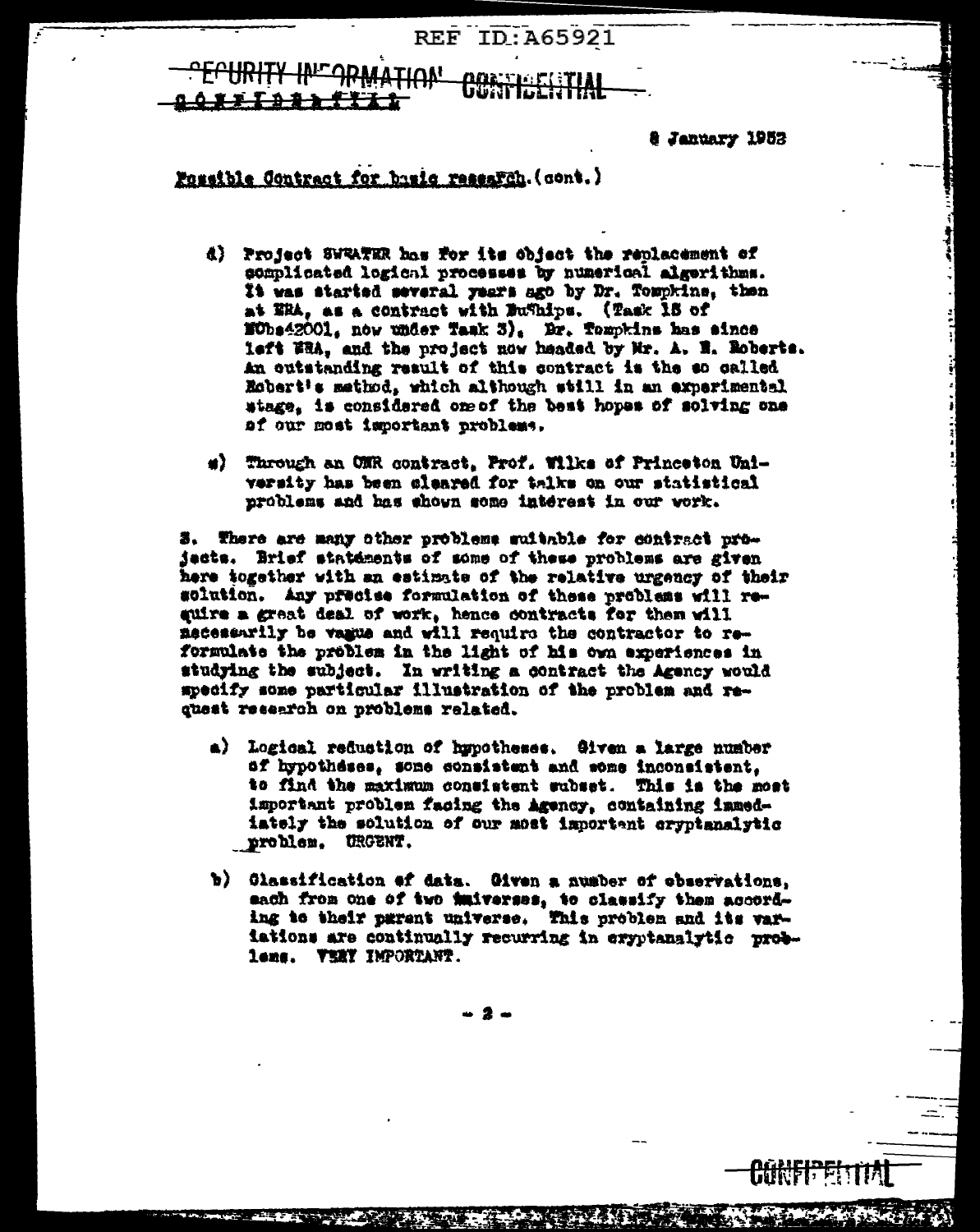REF ID:A65921

SECURITY INFORMATION CONFIDENTIAL

8 January 1953

Possible Contract for basic research (cont.)

d) Project SWEATER has for its object the replacement of complicated logical processes by numerical algorithms. It was started several years ago by Dr. Tompkins, then at ERA, as a contract with BuShips. (Task 15 of NObs42001, now under Task 3). Dr. Tompkins has since left ERA, and the project now headed by Mr. A. E. Roberts. An outstanding result of this contract is the so called Robert's method, which although still in an experimental stage, is considered one of the best hopes of solving one of our most important problems.

e) Through an ONR contract, Prof. Wilks of Princeton University has been cleared for talks on our statistical problems and has shown some interest in our work.

3. There are many other problems suitable for contract projects. Brief statements of some of these problems are given here together with an estimate of the relative urgency of their solution. Any precise formulation of these problems will require a great deal of work, hence contracts for them will necessarily be vague and will require the contractor to reformulate the problem in the light of his own experiences in studying the subject. In writing a contract the Agency would specify some particular illustration of the problem and request research on problems related.

a) Logical reduction of hypotheses. Given a large number of hypotheses, some consistent and some inconsistent, to find the maximum consistent subset. This is the most important problem facing the Agency, containing immediately the solution of our most important cryptanalytic problem. URGENT.

b) Classification of data. Given a number of observations, each from one of two universes, to classify them according to their parent universe. This problem and its variations are continually recurring in cryptanalytic problems. VERY IMPORTANT.

CONFIDENTIAL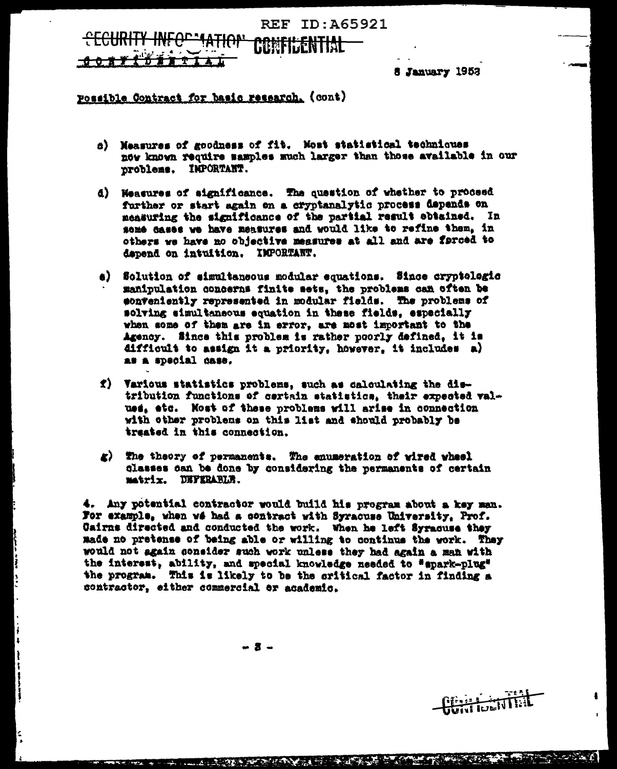REF ID:A65921

SECURITY INFORMATION CONFIDENTIAL

CONFIDENTIAL

8 January 1953

Possible Contract for basic research. (cont)

c) Measures of goodness of fit. Most statistical techniques now known require samples much larger than those available in our problems. IMPORTANT.

d) Measures of significance. The question of whether to proceed further or start again on a cryptanalytic process depends on measuring the significance of the partial result obtained. In some cases we have measures and would like to refine them, in others we have no objective measures at all and are forced to depend on intuition. IMPORTANT.

e) Solution of simultaneous modular equations. Since cryptologic manipulation concerns finite sets, the problems can often be conveniently represented in modular fields. The problems of solving simultaneous equation in these fields, especially when some of them are in error, are most important to the Agency. Since this problem is rather poorly defined, it is difficult to assign it a priority, however, it includes a) as a special case.

f) Various statistics problems, such as calculating the distribution functions of certain statistics, their expected values, etc. Most of these problems will arise in connection with other problems on this list and should probably be treated in this connection.

g) The theory of permanents. The enumeration of wired wheel classes can be done by considering the permanents of certain matrix. DEFERABLE.

4. Any potential contractor would build his program about a key man. For example, when we had a contract with Syracuse University, Prof. Cairns directed and conducted the work. When he left Syracuse they made no pretense of being able or willing to continue the work. They would not again consider such work unless they had again a man with the interest, ability, and special knowledge needed to "spark-plug" the program. This is likely to be the critical factor in finding a contractor, either commercial or academic.

CONFIDENTIAL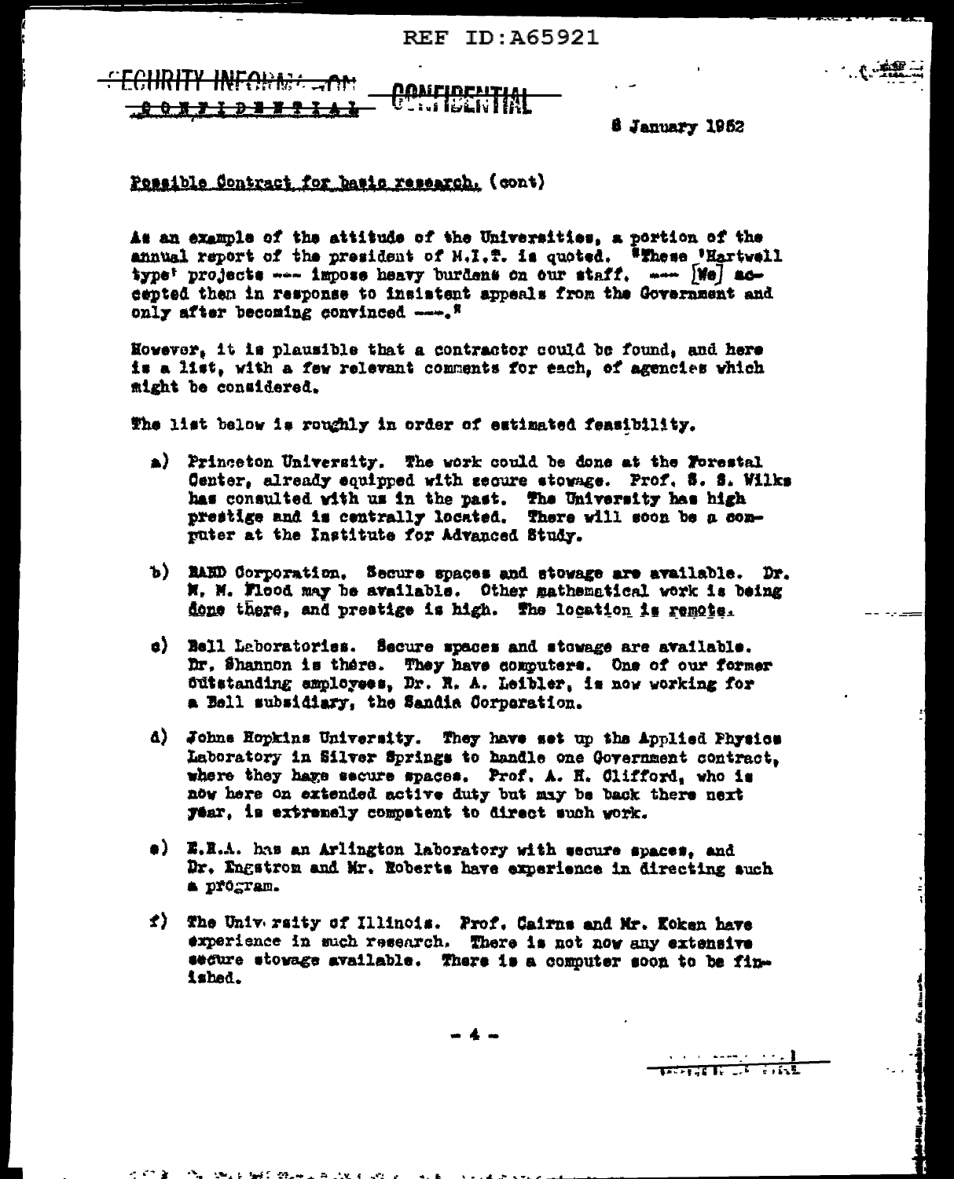REF ID:A65921

SECURITY INFORMATION

CONFIDENTIAL

8 January 1952

Possible Contract for basic research. (cont)

As an example of the attitude of the Universities, a portion of the annual report of the president of M.I.T. is quoted. "These 'Hartwell type' projects --- impose heavy burdens on our staff. --- [We] accepted them in response to insistent appeals from the Government and only after becoming convinced ---."

However, it is plausible that a contractor could be found, and here is a list, with a few relevant comments for each, of agencies which might be considered.

The list below is roughly in order of estimated feasibility.

a) Princeton University. The work could be done at the Forestal Center, already equipped with secure stowage. Prof. S. S. Wilks has consulted with us in the past. The University has high prestige and is centrally located. There will soon be a computer at the Institute for Advanced Study.

b) RAND Corporation. Secure spaces and stowage are available. Dr. M. M. Flood may be available. Other mathematical work is being done there, and prestige is high. The location is remote.

c) Bell Laboratories. Secure spaces and stowage are available. Dr. Shannon is there. They have computers. One of our former outstanding employees, Dr. R. A. Leibler, is now working for a Bell subsidiary, the Sandia Corporation.

d) Johns Hopkins University. They have set up the Applied Physics Laboratory in Silver Springs to handle one Government contract, where they have secure spaces. Prof. A. H. Clifford, who is now here on extended active duty but may be back there next year, is extremely competent to direct such work.

e) E.R.A. has an Arlington laboratory with secure spaces, and Dr. Engstrom and Mr. Roberts have experience in directing such a program.

f) The University of Illinois. Prof. Cairns and Mr. Koken have experience in such research. There is not now any extensive secure stowage available. There is a computer soon to be finished.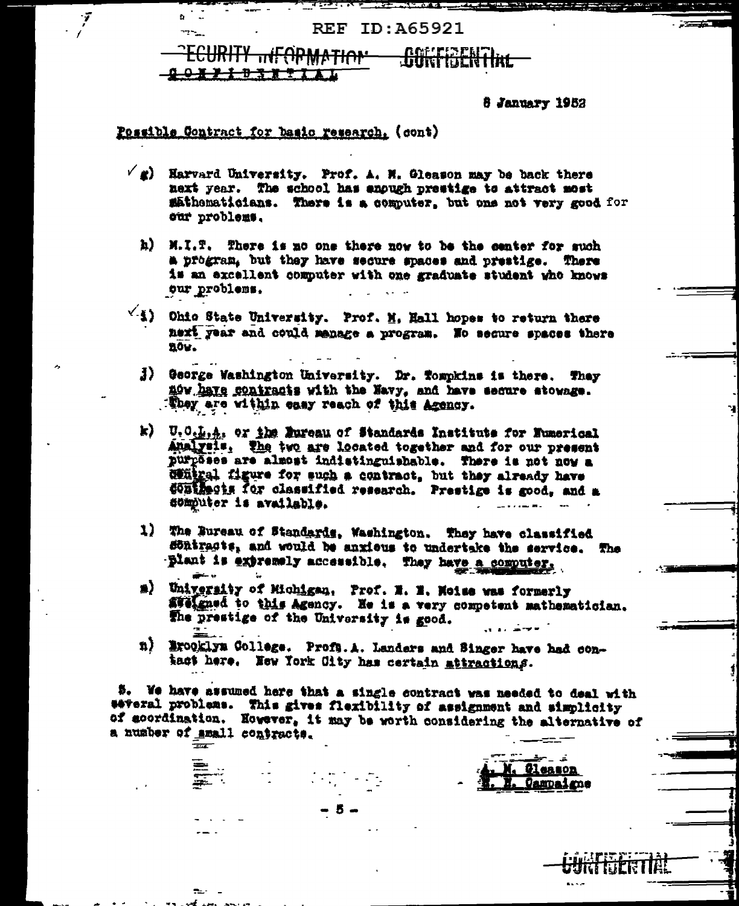REF ID:A65921

~~SECURITY INFORMATION~~ ~~CONFIDENTIAL~~

~~CONFIDENTIAL~~

8 January 1952

Possible Contract for basic research. (cont)

✓g) Harvard University. Prof. A. M. Gleason may be back there next year. The school has enough prestige to attract most mathematicians. There is a computer, but one not very good for our problems.

h) M.I.T. There is no one there now to be the center for such a program, but they have secure spaces and prestige. There is an excellent computer with one graduate student who knows our problems.

✓i) Ohio State University. Prof. M. Hall hopes to return there next year and could manage a program. No secure spaces there now.

j) George Washington University. Dr. Tompkins is there. They now have contracts with the Navy, and have secure stowage. They are within easy reach of this Agency.

k) U.C.L.A. or the Bureau of Standards Institute for Numerical Analysis. The two are located together and for our present purposes are almost indistinguishable. There is not now a central figure for such a contract, but they already have contracts for classified research. Prestige is good, and a computer is available.

l) The Bureau of Standards, Washington. They have classified contracts, and would be anxious to undertake the service. The plant is extremely accessible. They have a computer.

m) University of Michigan. Prof. E. E. Moise was formerly assigned to this Agency. He is a very competent mathematician. The prestige of the University is good.

n) Brooklyn College. Profs. A. Landers and Singer have had contact here. New York City has certain attractions.

5. We have assumed here that a single contract was needed to deal with several problems. This gives flexibility of assignment and simplicity of coordination. However, it may be worth considering the alternative of a number of small contracts.

A. M. Gleason
H. H. Campaigne

CONFIDENTIAL